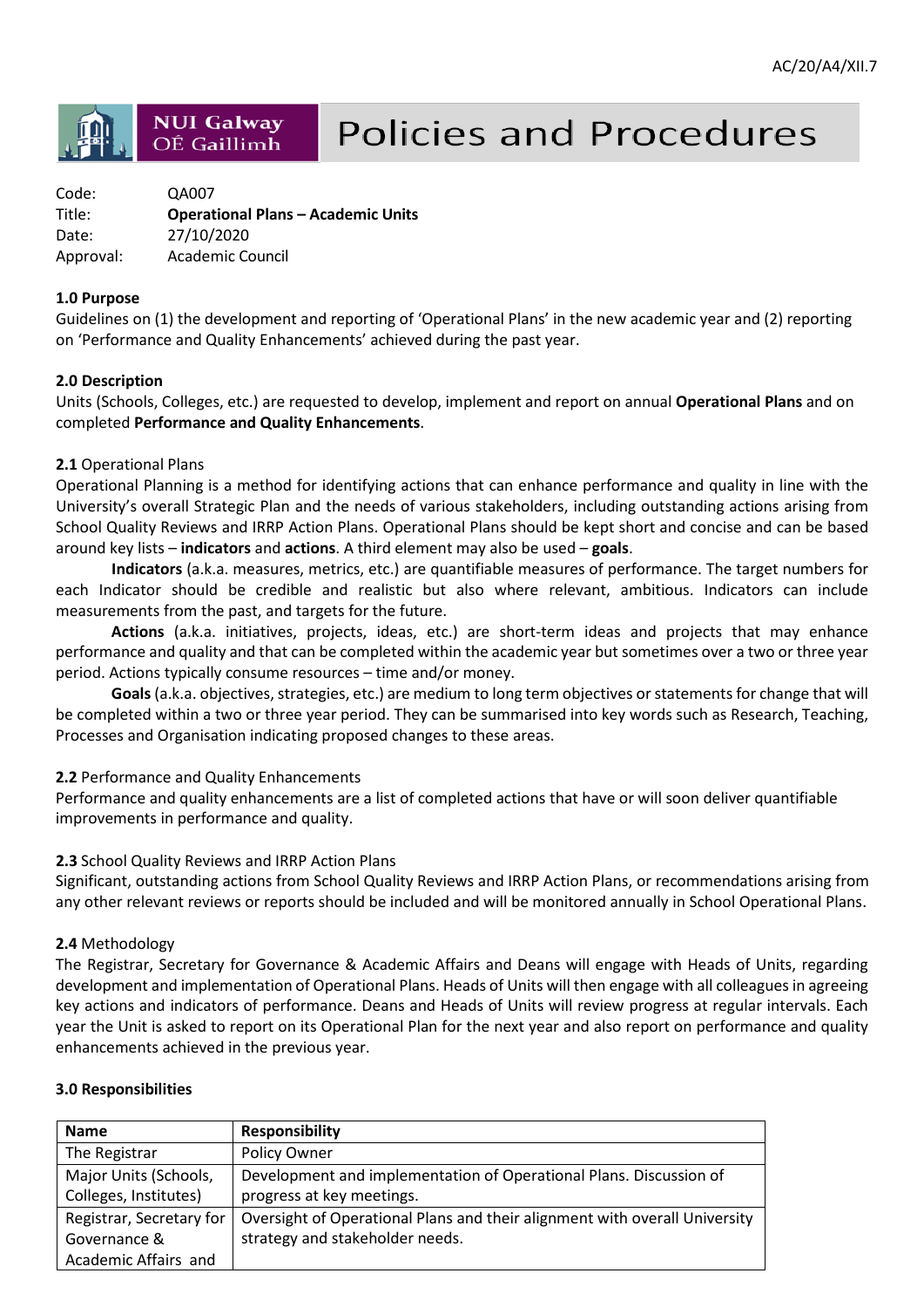AC/20/A4/XII.7

# Policies and Procedures

Code: QA007
Title: **Operational Plans – Academic Units**
Date: 27/10/2020
Approval: Academic Council

### 1.0 Purpose

Guidelines on (1) the development and reporting of 'Operational Plans' in the new academic year and (2) reporting on 'Performance and Quality Enhancements' achieved during the past year.

### 2.0 Description

Units (Schools, Colleges, etc.) are requested to develop, implement and report on annual **Operational Plans** and on completed **Performance and Quality Enhancements**.

**2.1** Operational Plans

Operational Planning is a method for identifying actions that can enhance performance and quality in line with the University's overall Strategic Plan and the needs of various stakeholders, including outstanding actions arising from School Quality Reviews and IRRP Action Plans. Operational Plans should be kept short and concise and can be based around key lists – **indicators** and **actions**. A third element may also be used – **goals**.

**Indicators** (a.k.a. measures, metrics, etc.) are quantifiable measures of performance. The target numbers for each Indicator should be credible and realistic but also where relevant, ambitious. Indicators can include measurements from the past, and targets for the future.

**Actions** (a.k.a. initiatives, projects, ideas, etc.) are short-term ideas and projects that may enhance performance and quality and that can be completed within the academic year but sometimes over a two or three year period. Actions typically consume resources – time and/or money.

**Goals** (a.k.a. objectives, strategies, etc.) are medium to long term objectives or statements for change that will be completed within a two or three year period. They can be summarised into key words such as Research, Teaching, Processes and Organisation indicating proposed changes to these areas.

**2.2** Performance and Quality Enhancements

Performance and quality enhancements are a list of completed actions that have or will soon deliver quantifiable improvements in performance and quality.

**2.3** School Quality Reviews and IRRP Action Plans

Significant, outstanding actions from School Quality Reviews and IRRP Action Plans, or recommendations arising from any other relevant reviews or reports should be included and will be monitored annually in School Operational Plans.

**2.4** Methodology

The Registrar, Secretary for Governance & Academic Affairs and Deans will engage with Heads of Units, regarding development and implementation of Operational Plans. Heads of Units will then engage with all colleagues in agreeing key actions and indicators of performance. Deans and Heads of Units will review progress at regular intervals. Each year the Unit is asked to report on its Operational Plan for the next year and also report on performance and quality enhancements achieved in the previous year.

### 3.0 Responsibilities

| Name | Responsibility |
|---|---|
| The Registrar | Policy Owner |
| Major Units (Schools, Colleges, Institutes) | Development and implementation of Operational Plans. Discussion of progress at key meetings. |
| Registrar, Secretary for Governance & Academic Affairs and | Oversight of Operational Plans and their alignment with overall University strategy and stakeholder needs. |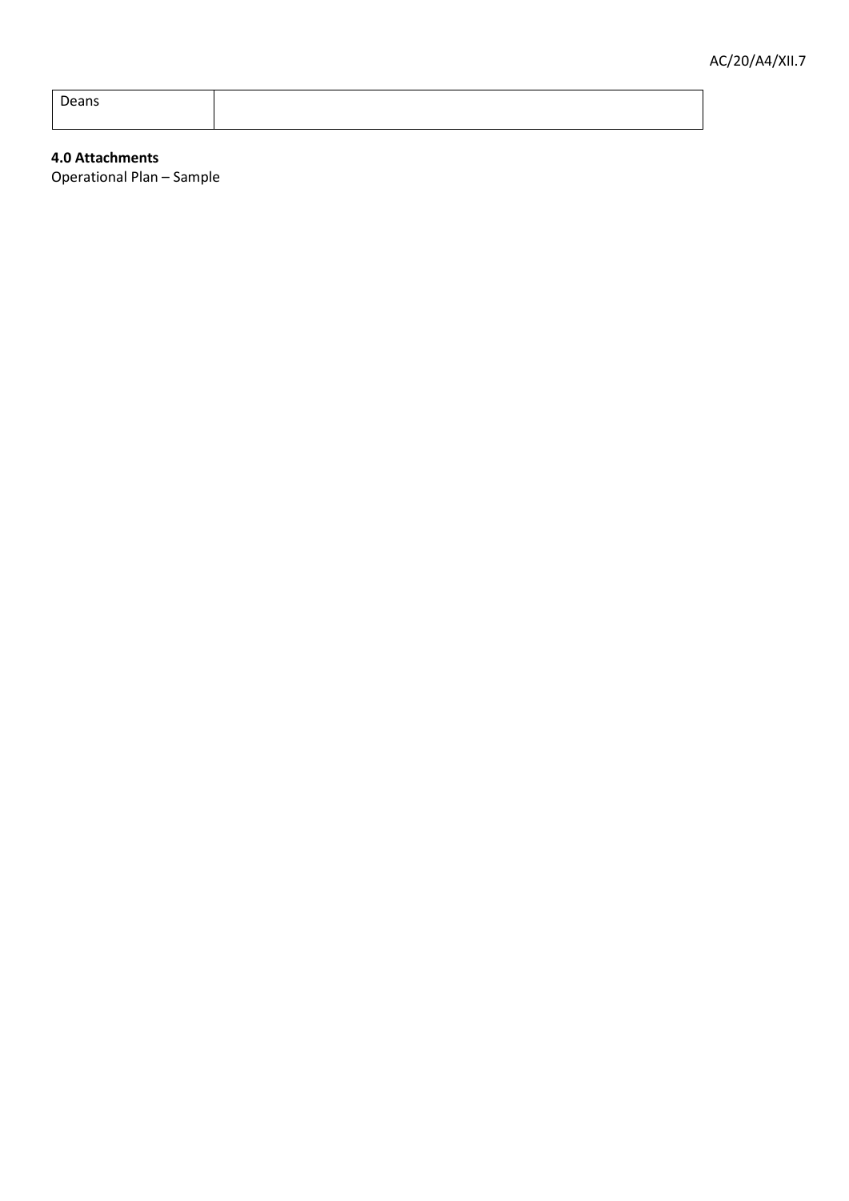| Deans | |
|---|---|

**4.0 Attachments**

Operational Plan – Sample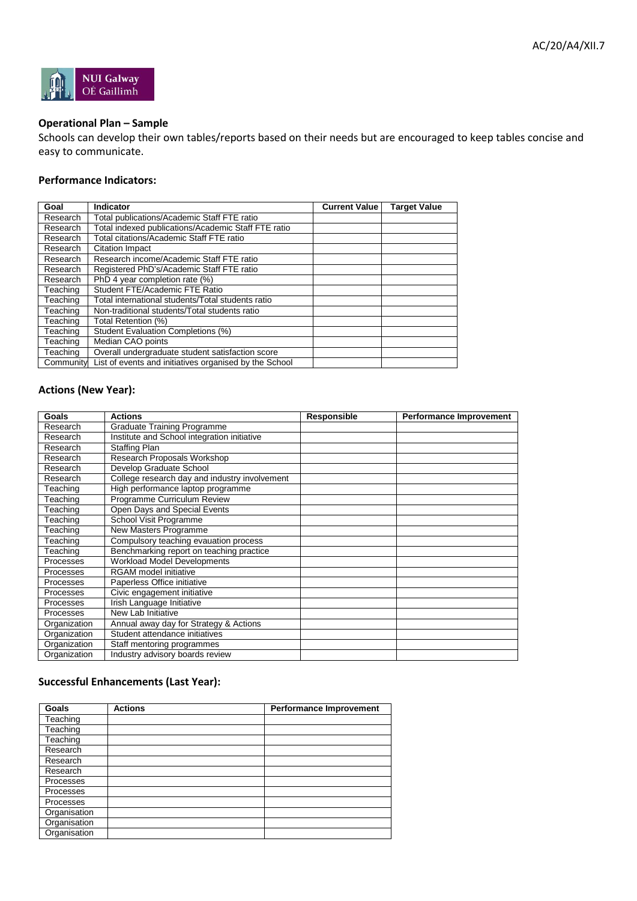### Operational Plan – Sample

Schools can develop their own tables/reports based on their needs but are encouraged to keep tables concise and easy to communicate.

#### Performance Indicators:

| Goal | Indicator | Current Value | Target Value |
|---|---|---|---|
| Research | Total publications/Academic Staff FTE ratio | | |
| Research | Total indexed publications/Academic Staff FTE ratio | | |
| Research | Total citations/Academic Staff FTE ratio | | |
| Research | Citation Impact | | |
| Research | Research income/Academic Staff FTE ratio | | |
| Research | Registered PhD's/Academic Staff FTE ratio | | |
| Research | PhD 4 year completion rate (%) | | |
| Teaching | Student FTE/Academic FTE Ratio | | |
| Teaching | Total international students/Total students ratio | | |
| Teaching | Non-traditional students/Total students ratio | | |
| Teaching | Total Retention (%) | | |
| Teaching | Student Evaluation Completions (%) | | |
| Teaching | Median CAO points | | |
| Teaching | Overall undergraduate student satisfaction score | | |
| Community | List of events and initiatives organised by the School | | |

#### Actions (New Year):

| Goals | Actions | Responsible | Performance Improvement |
|---|---|---|---|
| Research | Graduate Training Programme | | |
| Research | Institute and School integration initiative | | |
| Research | Staffing Plan | | |
| Research | Research Proposals Workshop | | |
| Research | Develop Graduate School | | |
| Research | College research day and industry involvement | | |
| Teaching | High performance laptop programme | | |
| Teaching | Programme Curriculum Review | | |
| Teaching | Open Days and Special Events | | |
| Teaching | School Visit Programme | | |
| Teaching | New Masters Programme | | |
| Teaching | Compulsory teaching evauation process | | |
| Teaching | Benchmarking report on teaching practice | | |
| Processes | Workload Model Developments | | |
| Processes | RGAM model initiative | | |
| Processes | Paperless Office initiative | | |
| Processes | Civic engagement initiative | | |
| Processes | Irish Language Initiative | | |
| Processes | New Lab Initiative | | |
| Organization | Annual away day for Strategy & Actions | | |
| Organization | Student attendance initiatives | | |
| Organization | Staff mentoring programmes | | |
| Organization | Industry advisory boards review | | |

#### Successful Enhancements (Last Year):

| Goals | Actions | Performance Improvement |
|---|---|---|
| Teaching | | |
| Teaching | | |
| Teaching | | |
| Research | | |
| Research | | |
| Research | | |
| Processes | | |
| Processes | | |
| Processes | | |
| Organisation | | |
| Organisation | | |
| Organisation | | |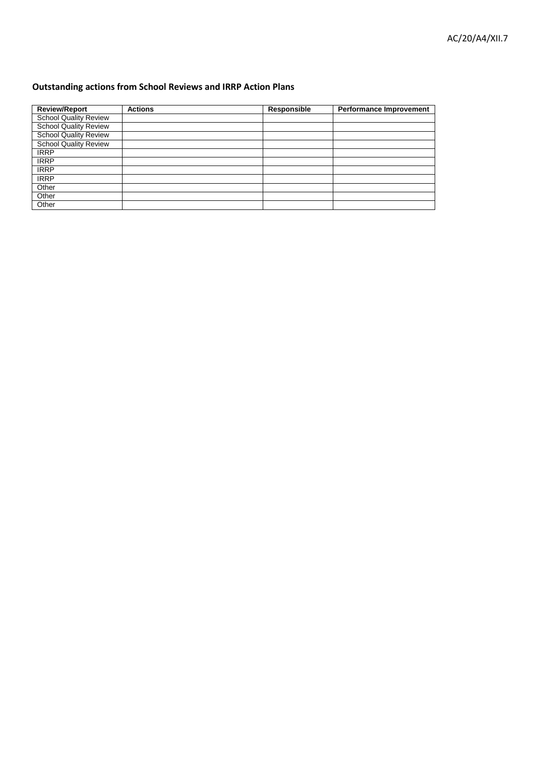AC/20/A4/XII.7

## Outstanding actions from School Reviews and IRRP Action Plans

| Review/Report | Actions | Responsible | Performance Improvement |
|---|---|---|---|
| School Quality Review | | | |
| School Quality Review | | | |
| School Quality Review | | | |
| School Quality Review | | | |
| IRRP | | | |
| IRRP | | | |
| IRRP | | | |
| IRRP | | | |
| Other | | | |
| Other | | | |
| Other | | | |